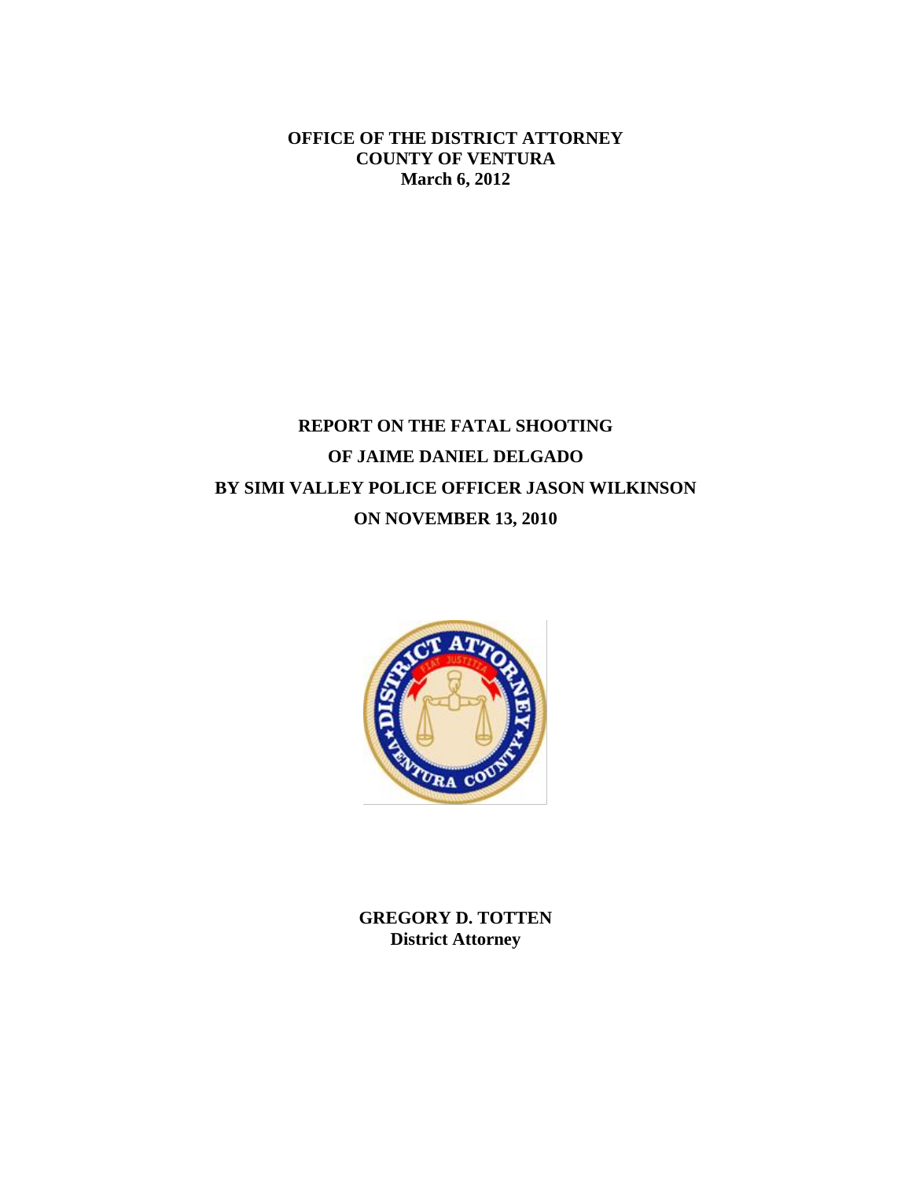**OFFICE OF THE DISTRICT ATTORNEY**
**COUNTY OF VENTURA**
**March 6, 2012**

# REPORT ON THE FATAL SHOOTING OF JAIME DANIEL DELGADO BY SIMI VALLEY POLICE OFFICER JASON WILKINSON ON NOVEMBER 13, 2010

**GREGORY D. TOTTEN**
**District Attorney**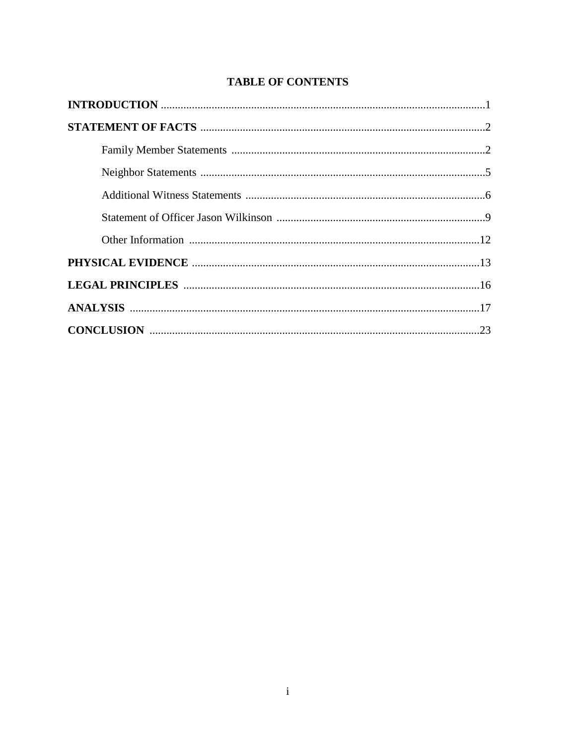## TABLE OF CONTENTS

**INTRODUCTION** ..................................................................................................................1

**STATEMENT OF FACTS** ....................................................................................................2

- Family Member Statements ..........................................................................................2
- Neighbor Statements ....................................................................................................5
- Additional Witness Statements ....................................................................................6
- Statement of Officer Jason Wilkinson ..........................................................................9
- Other Information .......................................................................................................12

**PHYSICAL EVIDENCE** ......................................................................................................13

**LEGAL PRINCIPLES** .........................................................................................................16

**ANALYSIS** ............................................................................................................................17

**CONCLUSION** .....................................................................................................................23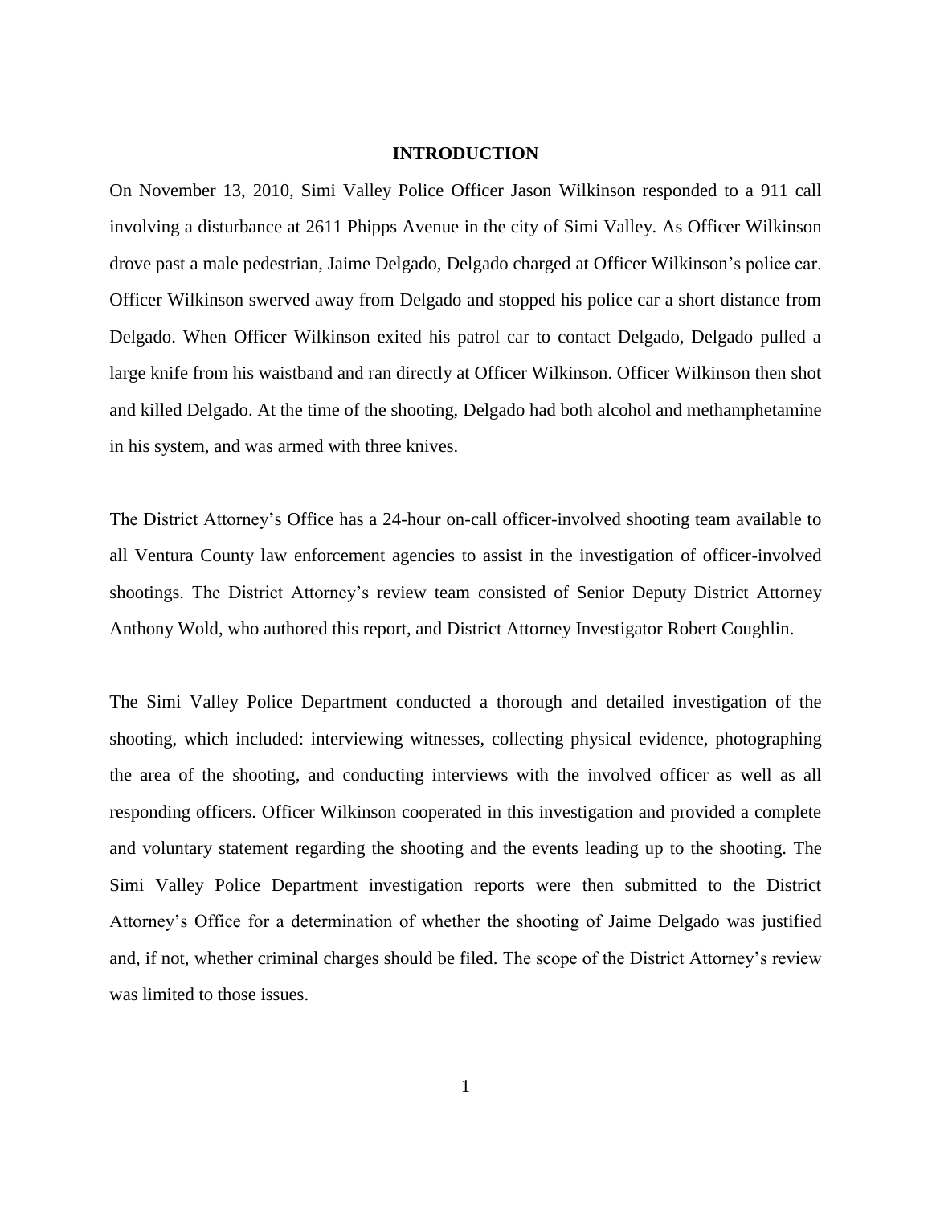## INTRODUCTION

On November 13, 2010, Simi Valley Police Officer Jason Wilkinson responded to a 911 call involving a disturbance at 2611 Phipps Avenue in the city of Simi Valley. As Officer Wilkinson drove past a male pedestrian, Jaime Delgado, Delgado charged at Officer Wilkinson's police car. Officer Wilkinson swerved away from Delgado and stopped his police car a short distance from Delgado. When Officer Wilkinson exited his patrol car to contact Delgado, Delgado pulled a large knife from his waistband and ran directly at Officer Wilkinson. Officer Wilkinson then shot and killed Delgado. At the time of the shooting, Delgado had both alcohol and methamphetamine in his system, and was armed with three knives.

The District Attorney's Office has a 24-hour on-call officer-involved shooting team available to all Ventura County law enforcement agencies to assist in the investigation of officer-involved shootings. The District Attorney's review team consisted of Senior Deputy District Attorney Anthony Wold, who authored this report, and District Attorney Investigator Robert Coughlin.

The Simi Valley Police Department conducted a thorough and detailed investigation of the shooting, which included: interviewing witnesses, collecting physical evidence, photographing the area of the shooting, and conducting interviews with the involved officer as well as all responding officers. Officer Wilkinson cooperated in this investigation and provided a complete and voluntary statement regarding the shooting and the events leading up to the shooting. The Simi Valley Police Department investigation reports were then submitted to the District Attorney's Office for a determination of whether the shooting of Jaime Delgado was justified and, if not, whether criminal charges should be filed. The scope of the District Attorney's review was limited to those issues.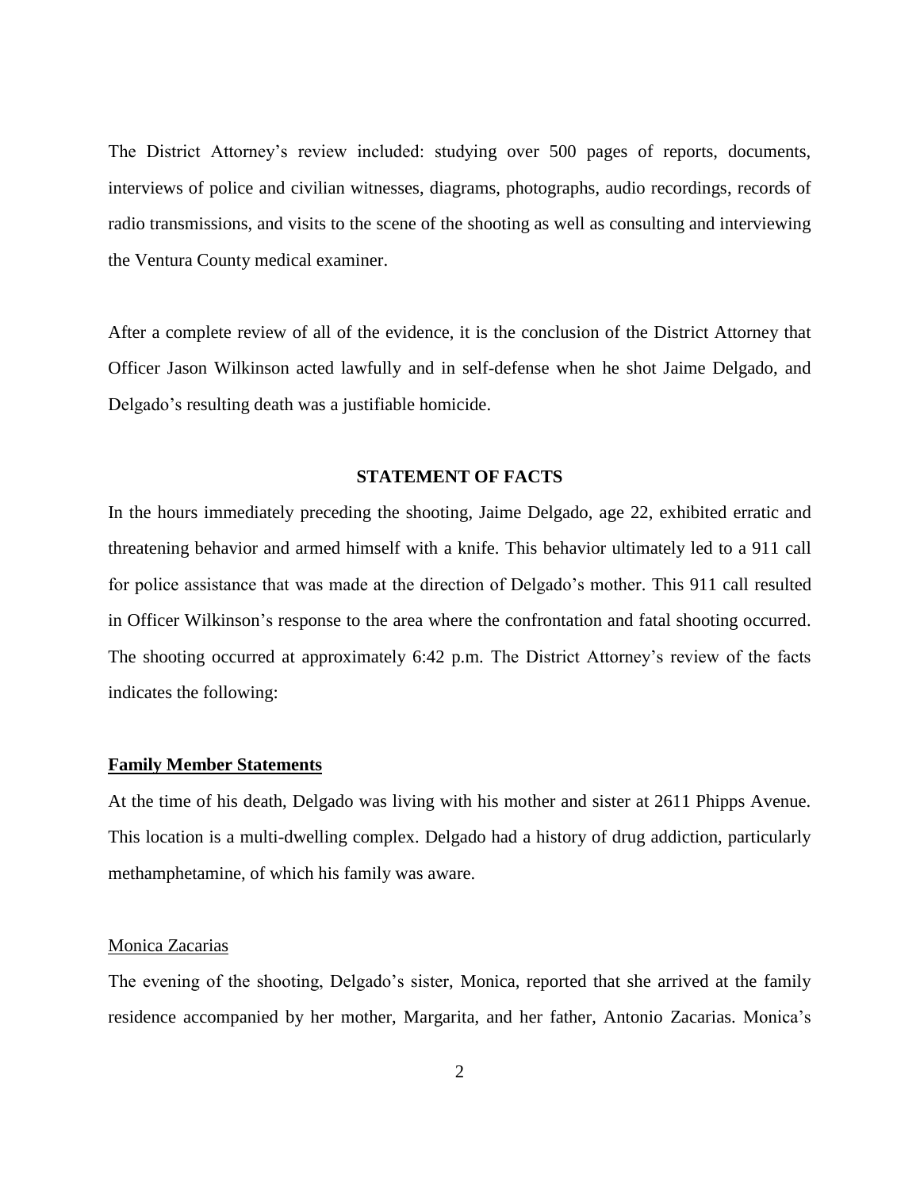The District Attorney's review included: studying over 500 pages of reports, documents, interviews of police and civilian witnesses, diagrams, photographs, audio recordings, records of radio transmissions, and visits to the scene of the shooting as well as consulting and interviewing the Ventura County medical examiner.

After a complete review of all of the evidence, it is the conclusion of the District Attorney that Officer Jason Wilkinson acted lawfully and in self-defense when he shot Jaime Delgado, and Delgado's resulting death was a justifiable homicide.

## STATEMENT OF FACTS

In the hours immediately preceding the shooting, Jaime Delgado, age 22, exhibited erratic and threatening behavior and armed himself with a knife. This behavior ultimately led to a 911 call for police assistance that was made at the direction of Delgado's mother. This 911 call resulted in Officer Wilkinson's response to the area where the confrontation and fatal shooting occurred. The shooting occurred at approximately 6:42 p.m. The District Attorney's review of the facts indicates the following:

### Family Member Statements

At the time of his death, Delgado was living with his mother and sister at 2611 Phipps Avenue. This location is a multi-dwelling complex. Delgado had a history of drug addiction, particularly methamphetamine, of which his family was aware.

#### Monica Zacarias

The evening of the shooting, Delgado's sister, Monica, reported that she arrived at the family residence accompanied by her mother, Margarita, and her father, Antonio Zacarias. Monica's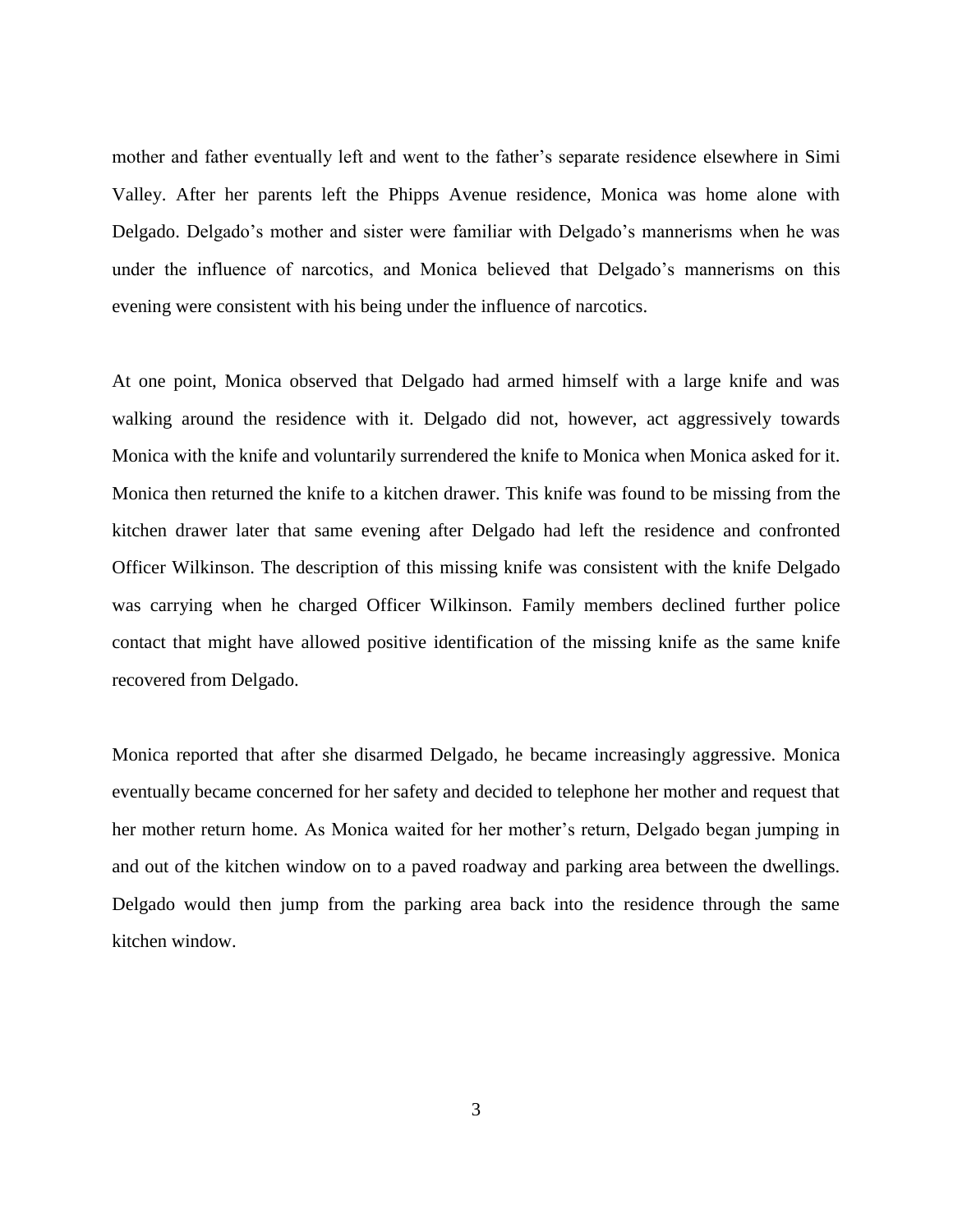mother and father eventually left and went to the father's separate residence elsewhere in Simi Valley. After her parents left the Phipps Avenue residence, Monica was home alone with Delgado. Delgado's mother and sister were familiar with Delgado's mannerisms when he was under the influence of narcotics, and Monica believed that Delgado's mannerisms on this evening were consistent with his being under the influence of narcotics.

At one point, Monica observed that Delgado had armed himself with a large knife and was walking around the residence with it. Delgado did not, however, act aggressively towards Monica with the knife and voluntarily surrendered the knife to Monica when Monica asked for it. Monica then returned the knife to a kitchen drawer. This knife was found to be missing from the kitchen drawer later that same evening after Delgado had left the residence and confronted Officer Wilkinson. The description of this missing knife was consistent with the knife Delgado was carrying when he charged Officer Wilkinson. Family members declined further police contact that might have allowed positive identification of the missing knife as the same knife recovered from Delgado.

Monica reported that after she disarmed Delgado, he became increasingly aggressive. Monica eventually became concerned for her safety and decided to telephone her mother and request that her mother return home. As Monica waited for her mother's return, Delgado began jumping in and out of the kitchen window on to a paved roadway and parking area between the dwellings. Delgado would then jump from the parking area back into the residence through the same kitchen window.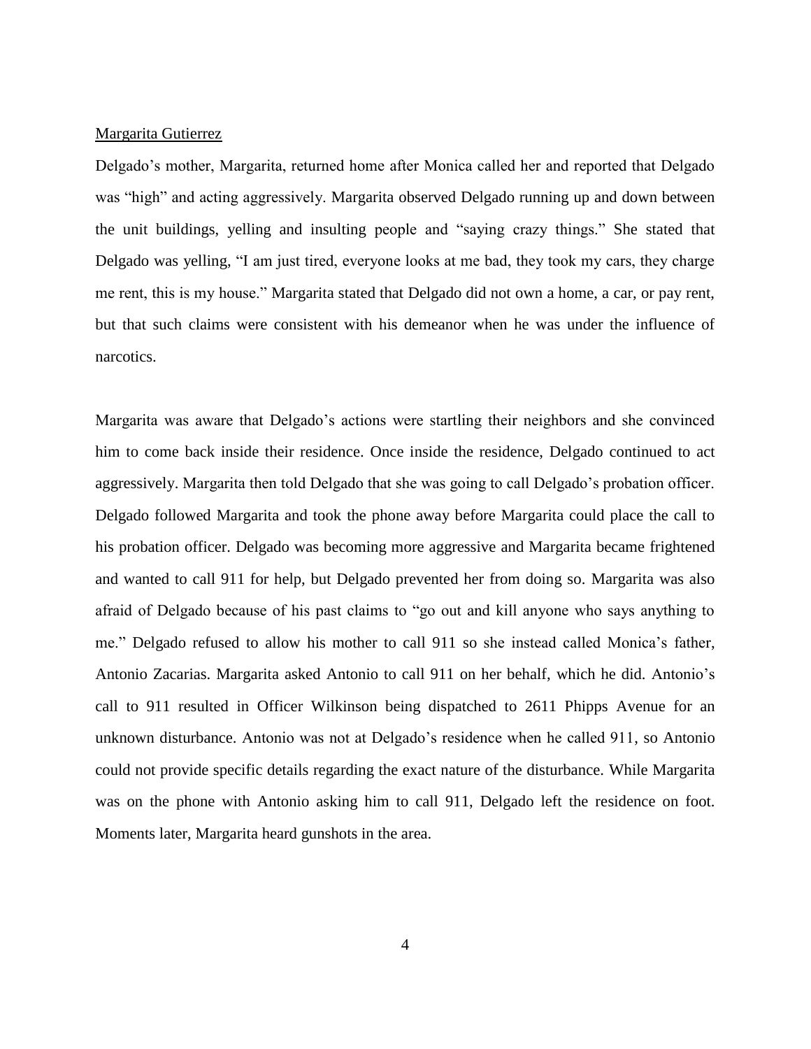<u>Margarita Gutierrez</u>

Delgado's mother, Margarita, returned home after Monica called her and reported that Delgado was "high" and acting aggressively. Margarita observed Delgado running up and down between the unit buildings, yelling and insulting people and "saying crazy things." She stated that Delgado was yelling, "I am just tired, everyone looks at me bad, they took my cars, they charge me rent, this is my house." Margarita stated that Delgado did not own a home, a car, or pay rent, but that such claims were consistent with his demeanor when he was under the influence of narcotics.

Margarita was aware that Delgado's actions were startling their neighbors and she convinced him to come back inside their residence. Once inside the residence, Delgado continued to act aggressively. Margarita then told Delgado that she was going to call Delgado's probation officer. Delgado followed Margarita and took the phone away before Margarita could place the call to his probation officer. Delgado was becoming more aggressive and Margarita became frightened and wanted to call 911 for help, but Delgado prevented her from doing so. Margarita was also afraid of Delgado because of his past claims to "go out and kill anyone who says anything to me." Delgado refused to allow his mother to call 911 so she instead called Monica's father, Antonio Zacarias. Margarita asked Antonio to call 911 on her behalf, which he did. Antonio's call to 911 resulted in Officer Wilkinson being dispatched to 2611 Phipps Avenue for an unknown disturbance. Antonio was not at Delgado's residence when he called 911, so Antonio could not provide specific details regarding the exact nature of the disturbance. While Margarita was on the phone with Antonio asking him to call 911, Delgado left the residence on foot. Moments later, Margarita heard gunshots in the area.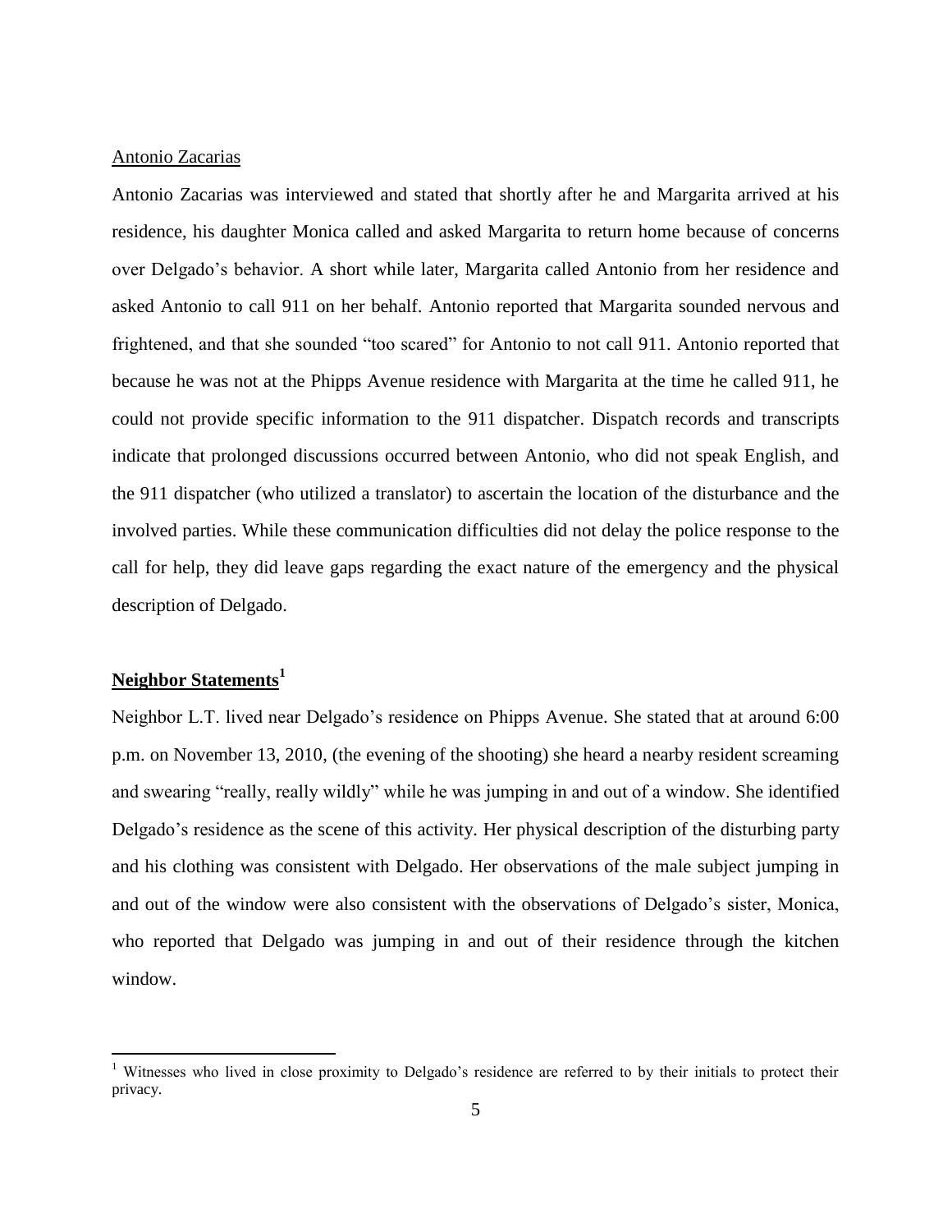Antonio Zacarias

Antonio Zacarias was interviewed and stated that shortly after he and Margarita arrived at his residence, his daughter Monica called and asked Margarita to return home because of concerns over Delgado's behavior. A short while later, Margarita called Antonio from her residence and asked Antonio to call 911 on her behalf. Antonio reported that Margarita sounded nervous and frightened, and that she sounded "too scared" for Antonio to not call 911. Antonio reported that because he was not at the Phipps Avenue residence with Margarita at the time he called 911, he could not provide specific information to the 911 dispatcher. Dispatch records and transcripts indicate that prolonged discussions occurred between Antonio, who did not speak English, and the 911 dispatcher (who utilized a translator) to ascertain the location of the disturbance and the involved parties. While these communication difficulties did not delay the police response to the call for help, they did leave gaps regarding the exact nature of the emergency and the physical description of Delgado.

## Neighbor Statements[1]

Neighbor L.T. lived near Delgado's residence on Phipps Avenue. She stated that at around 6:00 p.m. on November 13, 2010, (the evening of the shooting) she heard a nearby resident screaming and swearing "really, really wildly" while he was jumping in and out of a window. She identified Delgado's residence as the scene of this activity. Her physical description of the disturbing party and his clothing was consistent with Delgado. Her observations of the male subject jumping in and out of the window were also consistent with the observations of Delgado's sister, Monica, who reported that Delgado was jumping in and out of their residence through the kitchen window.

[1] Witnesses who lived in close proximity to Delgado's residence are referred to by their initials to protect their privacy.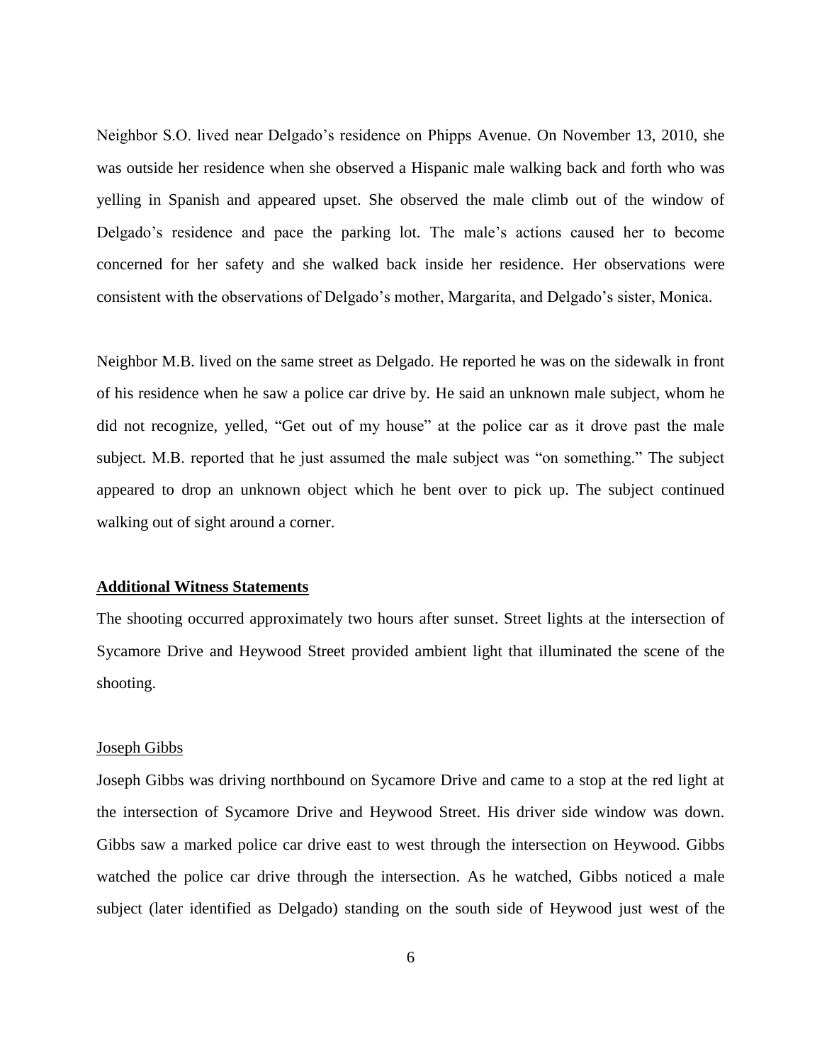Neighbor S.O. lived near Delgado's residence on Phipps Avenue. On November 13, 2010, she was outside her residence when she observed a Hispanic male walking back and forth who was yelling in Spanish and appeared upset. She observed the male climb out of the window of Delgado's residence and pace the parking lot. The male's actions caused her to become concerned for her safety and she walked back inside her residence. Her observations were consistent with the observations of Delgado's mother, Margarita, and Delgado's sister, Monica.

Neighbor M.B. lived on the same street as Delgado. He reported he was on the sidewalk in front of his residence when he saw a police car drive by. He said an unknown male subject, whom he did not recognize, yelled, "Get out of my house" at the police car as it drove past the male subject. M.B. reported that he just assumed the male subject was "on something." The subject appeared to drop an unknown object which he bent over to pick up. The subject continued walking out of sight around a corner.

## Additional Witness Statements

The shooting occurred approximately two hours after sunset. Street lights at the intersection of Sycamore Drive and Heywood Street provided ambient light that illuminated the scene of the shooting.

### Joseph Gibbs

Joseph Gibbs was driving northbound on Sycamore Drive and came to a stop at the red light at the intersection of Sycamore Drive and Heywood Street. His driver side window was down. Gibbs saw a marked police car drive east to west through the intersection on Heywood. Gibbs watched the police car drive through the intersection. As he watched, Gibbs noticed a male subject (later identified as Delgado) standing on the south side of Heywood just west of the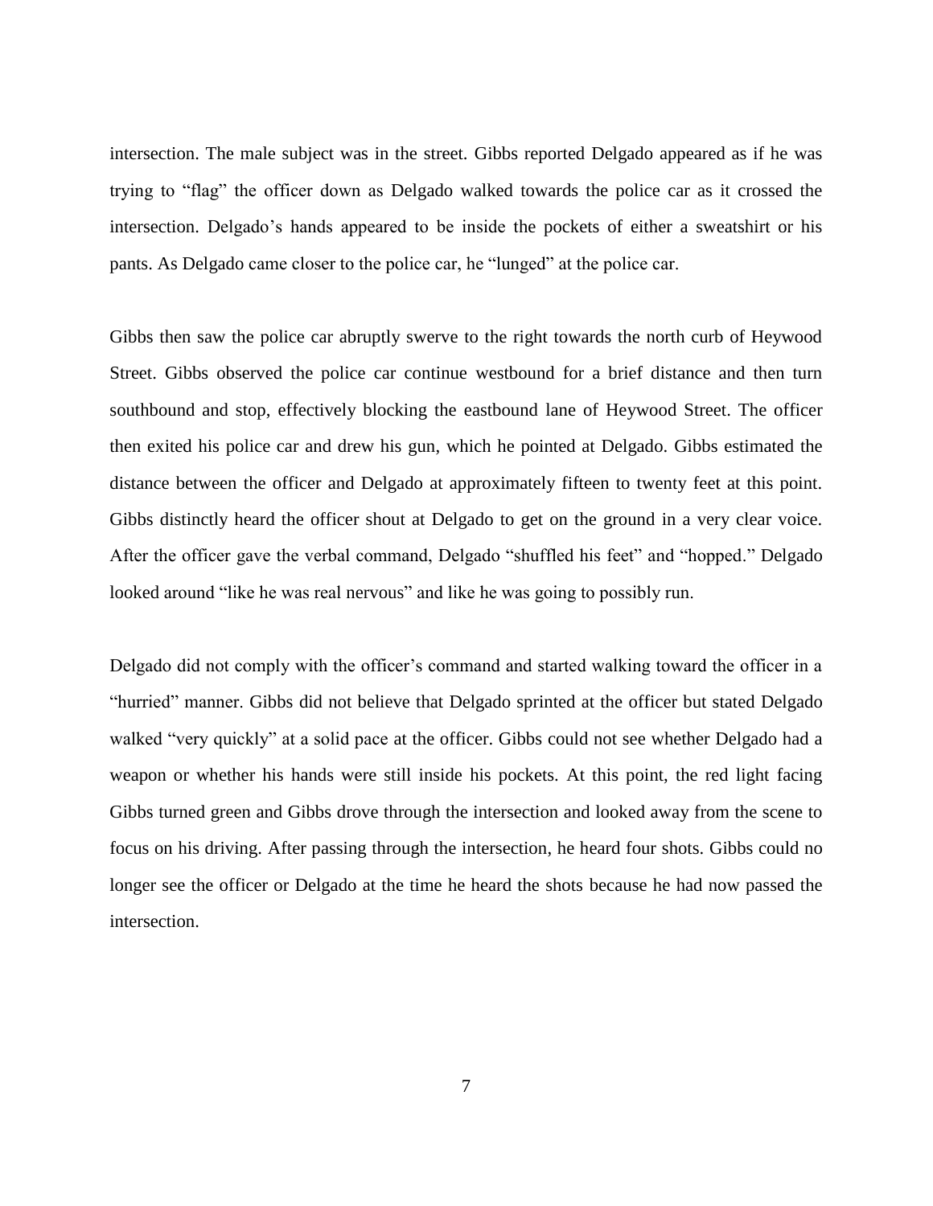intersection. The male subject was in the street. Gibbs reported Delgado appeared as if he was trying to "flag" the officer down as Delgado walked towards the police car as it crossed the intersection. Delgado's hands appeared to be inside the pockets of either a sweatshirt or his pants. As Delgado came closer to the police car, he "lunged" at the police car.

Gibbs then saw the police car abruptly swerve to the right towards the north curb of Heywood Street. Gibbs observed the police car continue westbound for a brief distance and then turn southbound and stop, effectively blocking the eastbound lane of Heywood Street. The officer then exited his police car and drew his gun, which he pointed at Delgado. Gibbs estimated the distance between the officer and Delgado at approximately fifteen to twenty feet at this point. Gibbs distinctly heard the officer shout at Delgado to get on the ground in a very clear voice. After the officer gave the verbal command, Delgado "shuffled his feet" and "hopped." Delgado looked around "like he was real nervous" and like he was going to possibly run.

Delgado did not comply with the officer's command and started walking toward the officer in a "hurried" manner. Gibbs did not believe that Delgado sprinted at the officer but stated Delgado walked "very quickly" at a solid pace at the officer. Gibbs could not see whether Delgado had a weapon or whether his hands were still inside his pockets. At this point, the red light facing Gibbs turned green and Gibbs drove through the intersection and looked away from the scene to focus on his driving. After passing through the intersection, he heard four shots. Gibbs could no longer see the officer or Delgado at the time he heard the shots because he had now passed the intersection.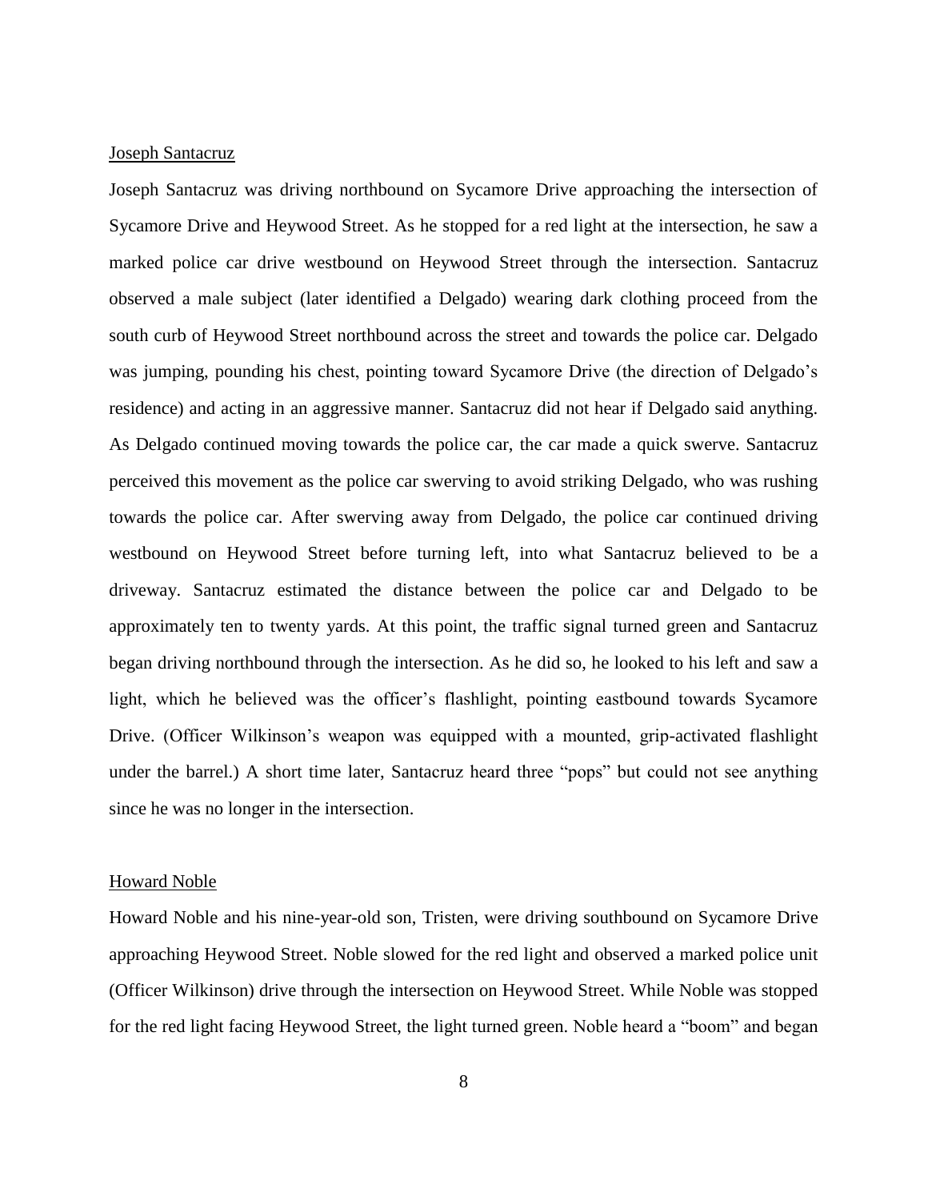Joseph Santacruz

Joseph Santacruz was driving northbound on Sycamore Drive approaching the intersection of Sycamore Drive and Heywood Street. As he stopped for a red light at the intersection, he saw a marked police car drive westbound on Heywood Street through the intersection. Santacruz observed a male subject (later identified a Delgado) wearing dark clothing proceed from the south curb of Heywood Street northbound across the street and towards the police car. Delgado was jumping, pounding his chest, pointing toward Sycamore Drive (the direction of Delgado's residence) and acting in an aggressive manner. Santacruz did not hear if Delgado said anything. As Delgado continued moving towards the police car, the car made a quick swerve. Santacruz perceived this movement as the police car swerving to avoid striking Delgado, who was rushing towards the police car. After swerving away from Delgado, the police car continued driving westbound on Heywood Street before turning left, into what Santacruz believed to be a driveway. Santacruz estimated the distance between the police car and Delgado to be approximately ten to twenty yards. At this point, the traffic signal turned green and Santacruz began driving northbound through the intersection. As he did so, he looked to his left and saw a light, which he believed was the officer's flashlight, pointing eastbound towards Sycamore Drive. (Officer Wilkinson's weapon was equipped with a mounted, grip-activated flashlight under the barrel.) A short time later, Santacruz heard three "pops" but could not see anything since he was no longer in the intersection.

Howard Noble

Howard Noble and his nine-year-old son, Tristen, were driving southbound on Sycamore Drive approaching Heywood Street. Noble slowed for the red light and observed a marked police unit (Officer Wilkinson) drive through the intersection on Heywood Street. While Noble was stopped for the red light facing Heywood Street, the light turned green. Noble heard a "boom" and began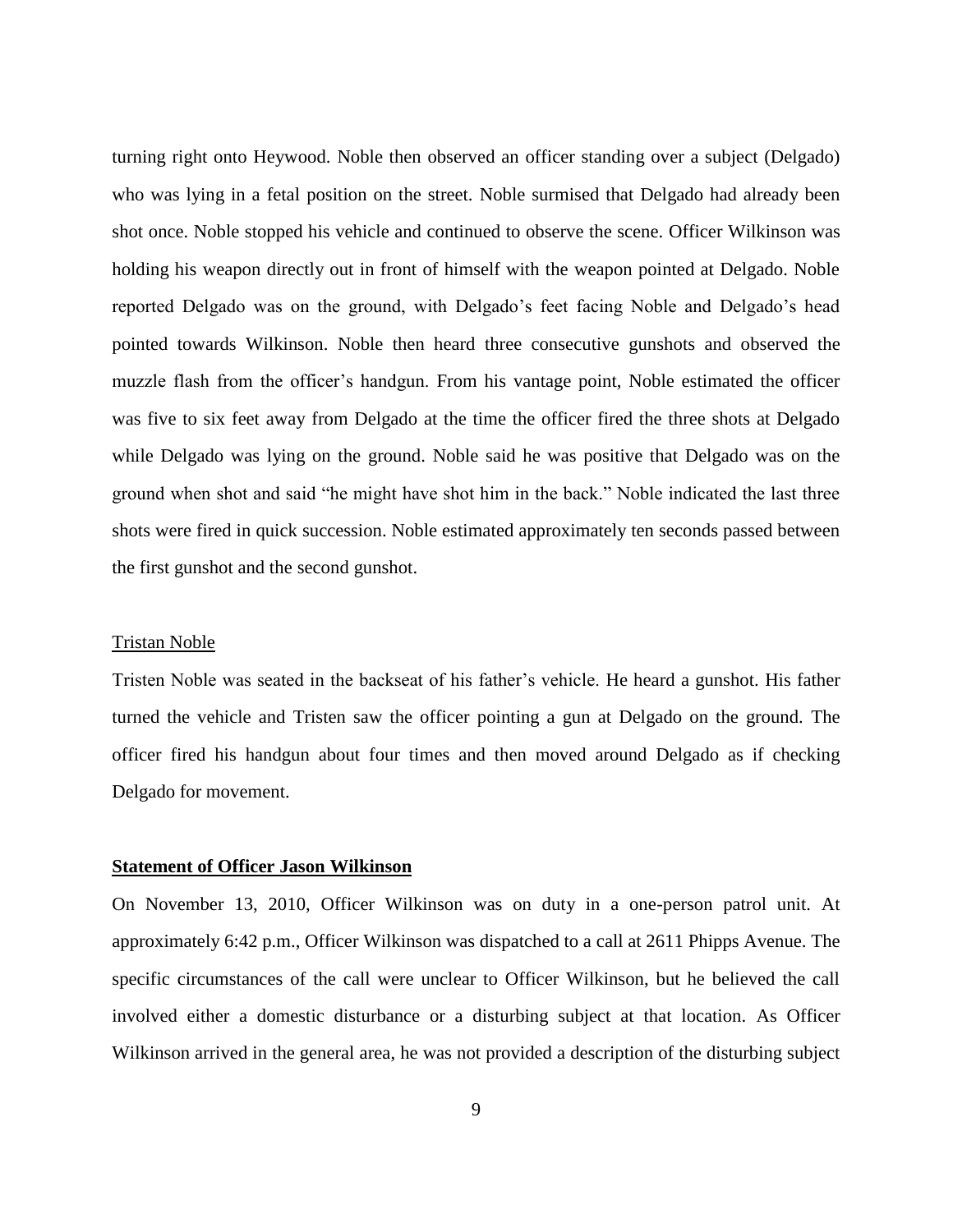turning right onto Heywood. Noble then observed an officer standing over a subject (Delgado) who was lying in a fetal position on the street. Noble surmised that Delgado had already been shot once. Noble stopped his vehicle and continued to observe the scene. Officer Wilkinson was holding his weapon directly out in front of himself with the weapon pointed at Delgado. Noble reported Delgado was on the ground, with Delgado's feet facing Noble and Delgado's head pointed towards Wilkinson. Noble then heard three consecutive gunshots and observed the muzzle flash from the officer's handgun. From his vantage point, Noble estimated the officer was five to six feet away from Delgado at the time the officer fired the three shots at Delgado while Delgado was lying on the ground. Noble said he was positive that Delgado was on the ground when shot and said "he might have shot him in the back." Noble indicated the last three shots were fired in quick succession. Noble estimated approximately ten seconds passed between the first gunshot and the second gunshot.

<u>Tristan Noble</u>

Tristen Noble was seated in the backseat of his father's vehicle. He heard a gunshot. His father turned the vehicle and Tristen saw the officer pointing a gun at Delgado on the ground. The officer fired his handgun about four times and then moved around Delgado as if checking Delgado for movement.

## Statement of Officer Jason Wilkinson

On November 13, 2010, Officer Wilkinson was on duty in a one-person patrol unit. At approximately 6:42 p.m., Officer Wilkinson was dispatched to a call at 2611 Phipps Avenue. The specific circumstances of the call were unclear to Officer Wilkinson, but he believed the call involved either a domestic disturbance or a disturbing subject at that location. As Officer Wilkinson arrived in the general area, he was not provided a description of the disturbing subject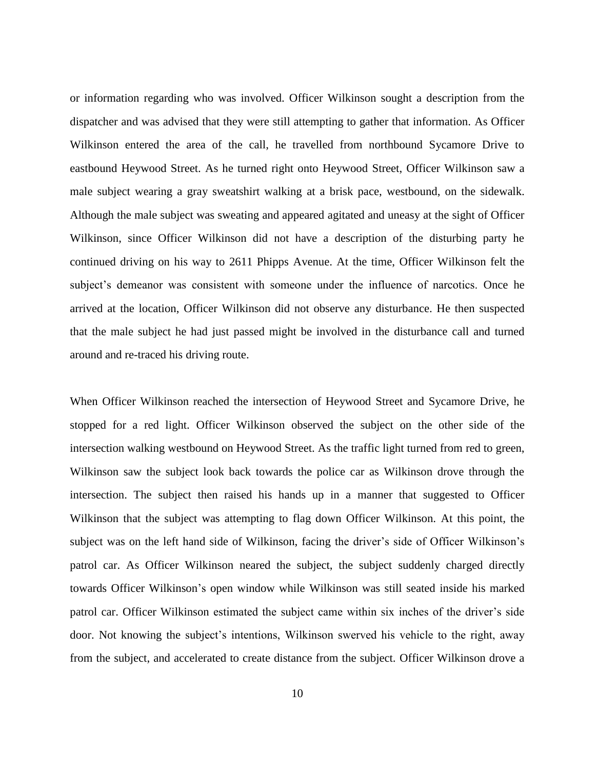or information regarding who was involved. Officer Wilkinson sought a description from the dispatcher and was advised that they were still attempting to gather that information. As Officer Wilkinson entered the area of the call, he travelled from northbound Sycamore Drive to eastbound Heywood Street. As he turned right onto Heywood Street, Officer Wilkinson saw a male subject wearing a gray sweatshirt walking at a brisk pace, westbound, on the sidewalk. Although the male subject was sweating and appeared agitated and uneasy at the sight of Officer Wilkinson, since Officer Wilkinson did not have a description of the disturbing party he continued driving on his way to 2611 Phipps Avenue. At the time, Officer Wilkinson felt the subject's demeanor was consistent with someone under the influence of narcotics. Once he arrived at the location, Officer Wilkinson did not observe any disturbance. He then suspected that the male subject he had just passed might be involved in the disturbance call and turned around and re-traced his driving route.

When Officer Wilkinson reached the intersection of Heywood Street and Sycamore Drive, he stopped for a red light. Officer Wilkinson observed the subject on the other side of the intersection walking westbound on Heywood Street. As the traffic light turned from red to green, Wilkinson saw the subject look back towards the police car as Wilkinson drove through the intersection. The subject then raised his hands up in a manner that suggested to Officer Wilkinson that the subject was attempting to flag down Officer Wilkinson. At this point, the subject was on the left hand side of Wilkinson, facing the driver's side of Officer Wilkinson's patrol car. As Officer Wilkinson neared the subject, the subject suddenly charged directly towards Officer Wilkinson's open window while Wilkinson was still seated inside his marked patrol car. Officer Wilkinson estimated the subject came within six inches of the driver's side door. Not knowing the subject's intentions, Wilkinson swerved his vehicle to the right, away from the subject, and accelerated to create distance from the subject. Officer Wilkinson drove a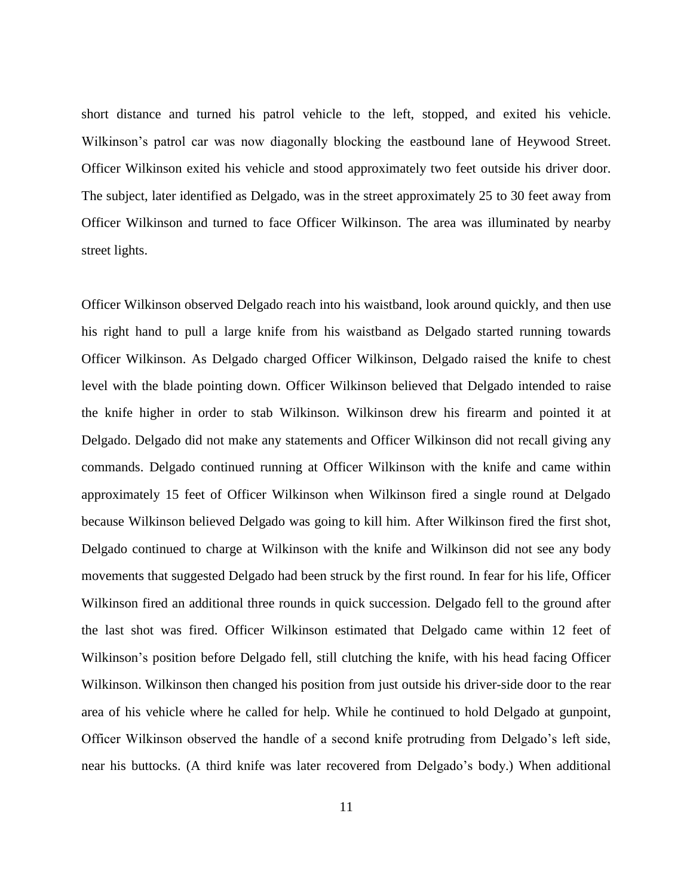short distance and turned his patrol vehicle to the left, stopped, and exited his vehicle. Wilkinson's patrol car was now diagonally blocking the eastbound lane of Heywood Street. Officer Wilkinson exited his vehicle and stood approximately two feet outside his driver door. The subject, later identified as Delgado, was in the street approximately 25 to 30 feet away from Officer Wilkinson and turned to face Officer Wilkinson. The area was illuminated by nearby street lights.

Officer Wilkinson observed Delgado reach into his waistband, look around quickly, and then use his right hand to pull a large knife from his waistband as Delgado started running towards Officer Wilkinson. As Delgado charged Officer Wilkinson, Delgado raised the knife to chest level with the blade pointing down. Officer Wilkinson believed that Delgado intended to raise the knife higher in order to stab Wilkinson. Wilkinson drew his firearm and pointed it at Delgado. Delgado did not make any statements and Officer Wilkinson did not recall giving any commands. Delgado continued running at Officer Wilkinson with the knife and came within approximately 15 feet of Officer Wilkinson when Wilkinson fired a single round at Delgado because Wilkinson believed Delgado was going to kill him. After Wilkinson fired the first shot, Delgado continued to charge at Wilkinson with the knife and Wilkinson did not see any body movements that suggested Delgado had been struck by the first round. In fear for his life, Officer Wilkinson fired an additional three rounds in quick succession. Delgado fell to the ground after the last shot was fired. Officer Wilkinson estimated that Delgado came within 12 feet of Wilkinson's position before Delgado fell, still clutching the knife, with his head facing Officer Wilkinson. Wilkinson then changed his position from just outside his driver-side door to the rear area of his vehicle where he called for help. While he continued to hold Delgado at gunpoint, Officer Wilkinson observed the handle of a second knife protruding from Delgado's left side, near his buttocks. (A third knife was later recovered from Delgado's body.) When additional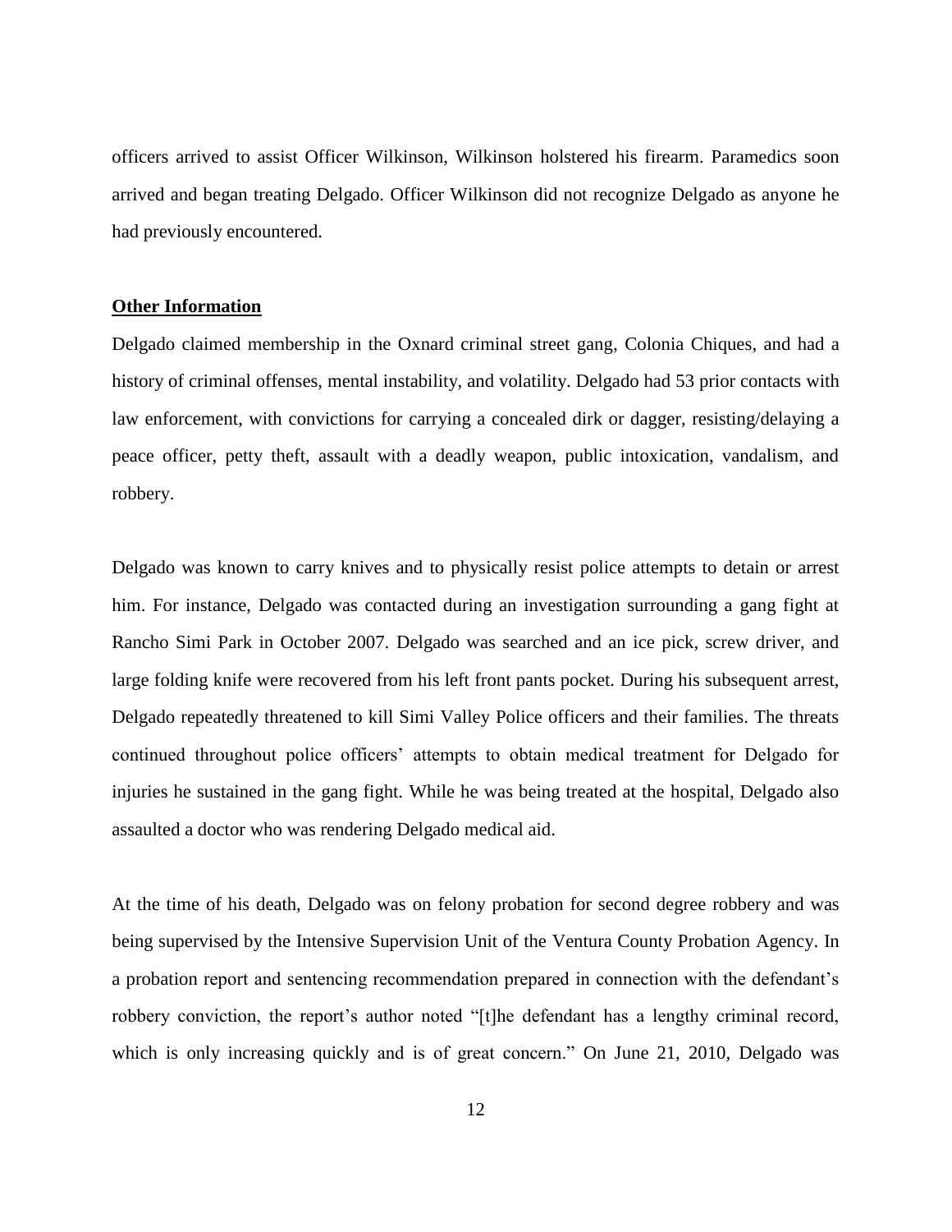officers arrived to assist Officer Wilkinson, Wilkinson holstered his firearm. Paramedics soon arrived and began treating Delgado. Officer Wilkinson did not recognize Delgado as anyone he had previously encountered.

## **Other Information**

Delgado claimed membership in the Oxnard criminal street gang, Colonia Chiques, and had a history of criminal offenses, mental instability, and volatility. Delgado had 53 prior contacts with law enforcement, with convictions for carrying a concealed dirk or dagger, resisting/delaying a peace officer, petty theft, assault with a deadly weapon, public intoxication, vandalism, and robbery.

Delgado was known to carry knives and to physically resist police attempts to detain or arrest him. For instance, Delgado was contacted during an investigation surrounding a gang fight at Rancho Simi Park in October 2007. Delgado was searched and an ice pick, screw driver, and large folding knife were recovered from his left front pants pocket. During his subsequent arrest, Delgado repeatedly threatened to kill Simi Valley Police officers and their families. The threats continued throughout police officers' attempts to obtain medical treatment for Delgado for injuries he sustained in the gang fight. While he was being treated at the hospital, Delgado also assaulted a doctor who was rendering Delgado medical aid.

At the time of his death, Delgado was on felony probation for second degree robbery and was being supervised by the Intensive Supervision Unit of the Ventura County Probation Agency. In a probation report and sentencing recommendation prepared in connection with the defendant's robbery conviction, the report's author noted "[t]he defendant has a lengthy criminal record, which is only increasing quickly and is of great concern." On June 21, 2010, Delgado was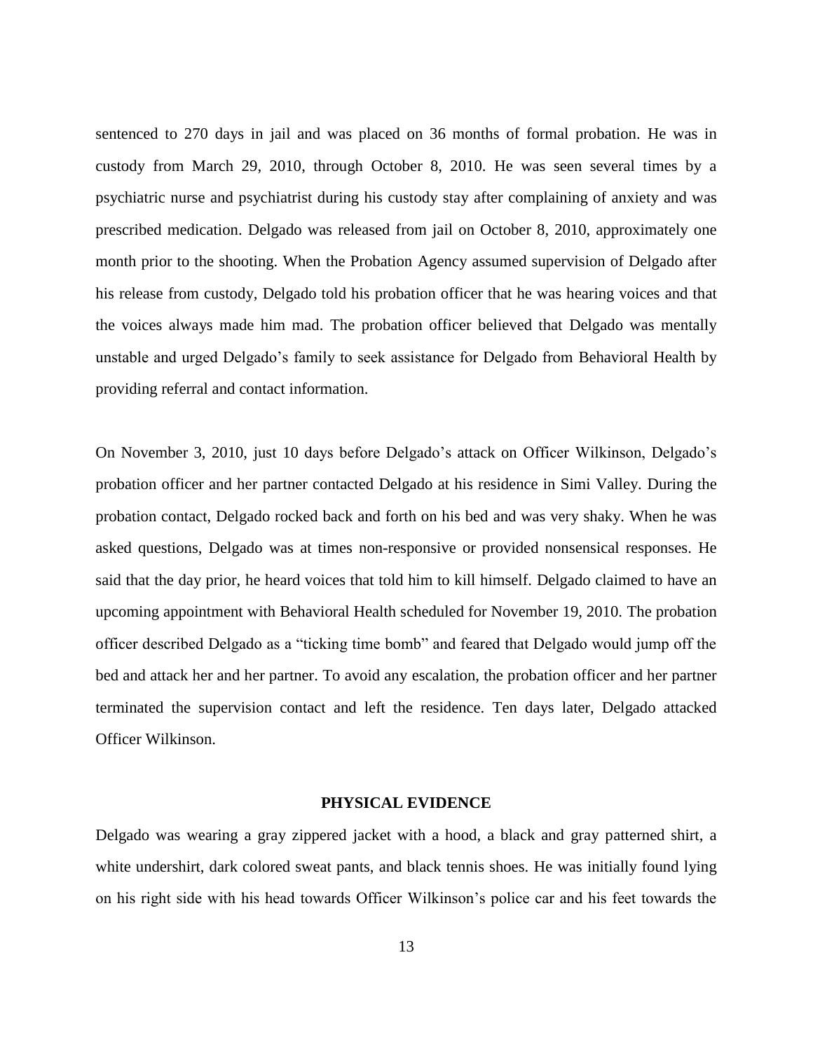sentenced to 270 days in jail and was placed on 36 months of formal probation. He was in custody from March 29, 2010, through October 8, 2010. He was seen several times by a psychiatric nurse and psychiatrist during his custody stay after complaining of anxiety and was prescribed medication. Delgado was released from jail on October 8, 2010, approximately one month prior to the shooting. When the Probation Agency assumed supervision of Delgado after his release from custody, Delgado told his probation officer that he was hearing voices and that the voices always made him mad. The probation officer believed that Delgado was mentally unstable and urged Delgado's family to seek assistance for Delgado from Behavioral Health by providing referral and contact information.

On November 3, 2010, just 10 days before Delgado's attack on Officer Wilkinson, Delgado's probation officer and her partner contacted Delgado at his residence in Simi Valley. During the probation contact, Delgado rocked back and forth on his bed and was very shaky. When he was asked questions, Delgado was at times non-responsive or provided nonsensical responses. He said that the day prior, he heard voices that told him to kill himself. Delgado claimed to have an upcoming appointment with Behavioral Health scheduled for November 19, 2010. The probation officer described Delgado as a "ticking time bomb" and feared that Delgado would jump off the bed and attack her and her partner. To avoid any escalation, the probation officer and her partner terminated the supervision contact and left the residence. Ten days later, Delgado attacked Officer Wilkinson.

## PHYSICAL EVIDENCE

Delgado was wearing a gray zippered jacket with a hood, a black and gray patterned shirt, a white undershirt, dark colored sweat pants, and black tennis shoes. He was initially found lying on his right side with his head towards Officer Wilkinson's police car and his feet towards the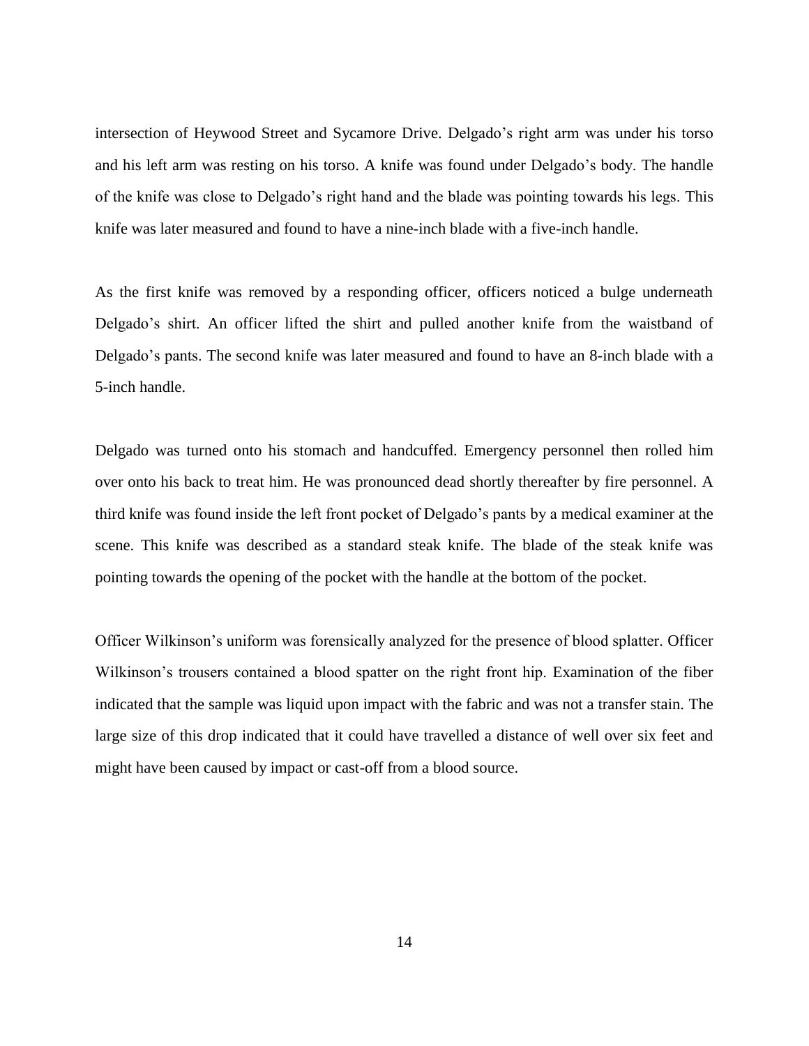intersection of Heywood Street and Sycamore Drive. Delgado's right arm was under his torso and his left arm was resting on his torso. A knife was found under Delgado's body. The handle of the knife was close to Delgado's right hand and the blade was pointing towards his legs. This knife was later measured and found to have a nine-inch blade with a five-inch handle.

As the first knife was removed by a responding officer, officers noticed a bulge underneath Delgado's shirt. An officer lifted the shirt and pulled another knife from the waistband of Delgado's pants. The second knife was later measured and found to have an 8-inch blade with a 5-inch handle.

Delgado was turned onto his stomach and handcuffed. Emergency personnel then rolled him over onto his back to treat him. He was pronounced dead shortly thereafter by fire personnel. A third knife was found inside the left front pocket of Delgado's pants by a medical examiner at the scene. This knife was described as a standard steak knife. The blade of the steak knife was pointing towards the opening of the pocket with the handle at the bottom of the pocket.

Officer Wilkinson's uniform was forensically analyzed for the presence of blood splatter. Officer Wilkinson's trousers contained a blood spatter on the right front hip. Examination of the fiber indicated that the sample was liquid upon impact with the fabric and was not a transfer stain. The large size of this drop indicated that it could have travelled a distance of well over six feet and might have been caused by impact or cast-off from a blood source.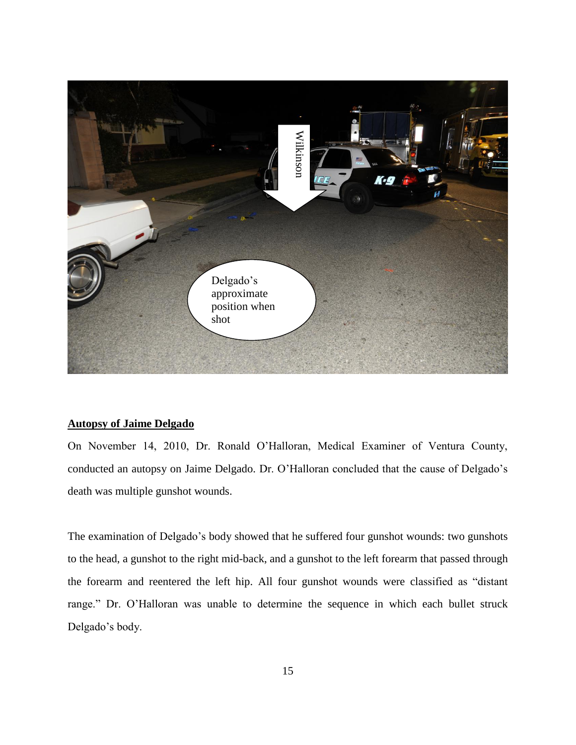## Autopsy of Jaime Delgado

On November 14, 2010, Dr. Ronald O'Halloran, Medical Examiner of Ventura County, conducted an autopsy on Jaime Delgado. Dr. O'Halloran concluded that the cause of Delgado's death was multiple gunshot wounds.

The examination of Delgado's body showed that he suffered four gunshot wounds: two gunshots to the head, a gunshot to the right mid-back, and a gunshot to the left forearm that passed through the forearm and reentered the left hip. All four gunshot wounds were classified as "distant range." Dr. O'Halloran was unable to determine the sequence in which each bullet struck Delgado's body.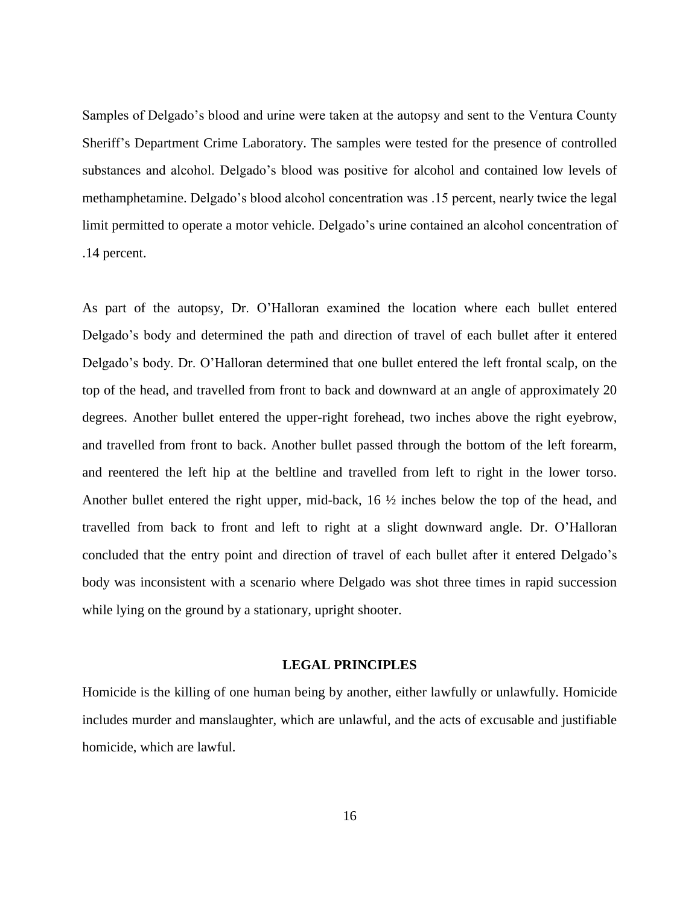Samples of Delgado's blood and urine were taken at the autopsy and sent to the Ventura County Sheriff's Department Crime Laboratory. The samples were tested for the presence of controlled substances and alcohol. Delgado's blood was positive for alcohol and contained low levels of methamphetamine. Delgado's blood alcohol concentration was .15 percent, nearly twice the legal limit permitted to operate a motor vehicle. Delgado's urine contained an alcohol concentration of .14 percent.

As part of the autopsy, Dr. O'Halloran examined the location where each bullet entered Delgado's body and determined the path and direction of travel of each bullet after it entered Delgado's body. Dr. O'Halloran determined that one bullet entered the left frontal scalp, on the top of the head, and travelled from front to back and downward at an angle of approximately 20 degrees. Another bullet entered the upper-right forehead, two inches above the right eyebrow, and travelled from front to back. Another bullet passed through the bottom of the left forearm, and reentered the left hip at the beltline and travelled from left to right in the lower torso. Another bullet entered the right upper, mid-back, 16 ½ inches below the top of the head, and travelled from back to front and left to right at a slight downward angle. Dr. O'Halloran concluded that the entry point and direction of travel of each bullet after it entered Delgado's body was inconsistent with a scenario where Delgado was shot three times in rapid succession while lying on the ground by a stationary, upright shooter.

## LEGAL PRINCIPLES

Homicide is the killing of one human being by another, either lawfully or unlawfully. Homicide includes murder and manslaughter, which are unlawful, and the acts of excusable and justifiable homicide, which are lawful.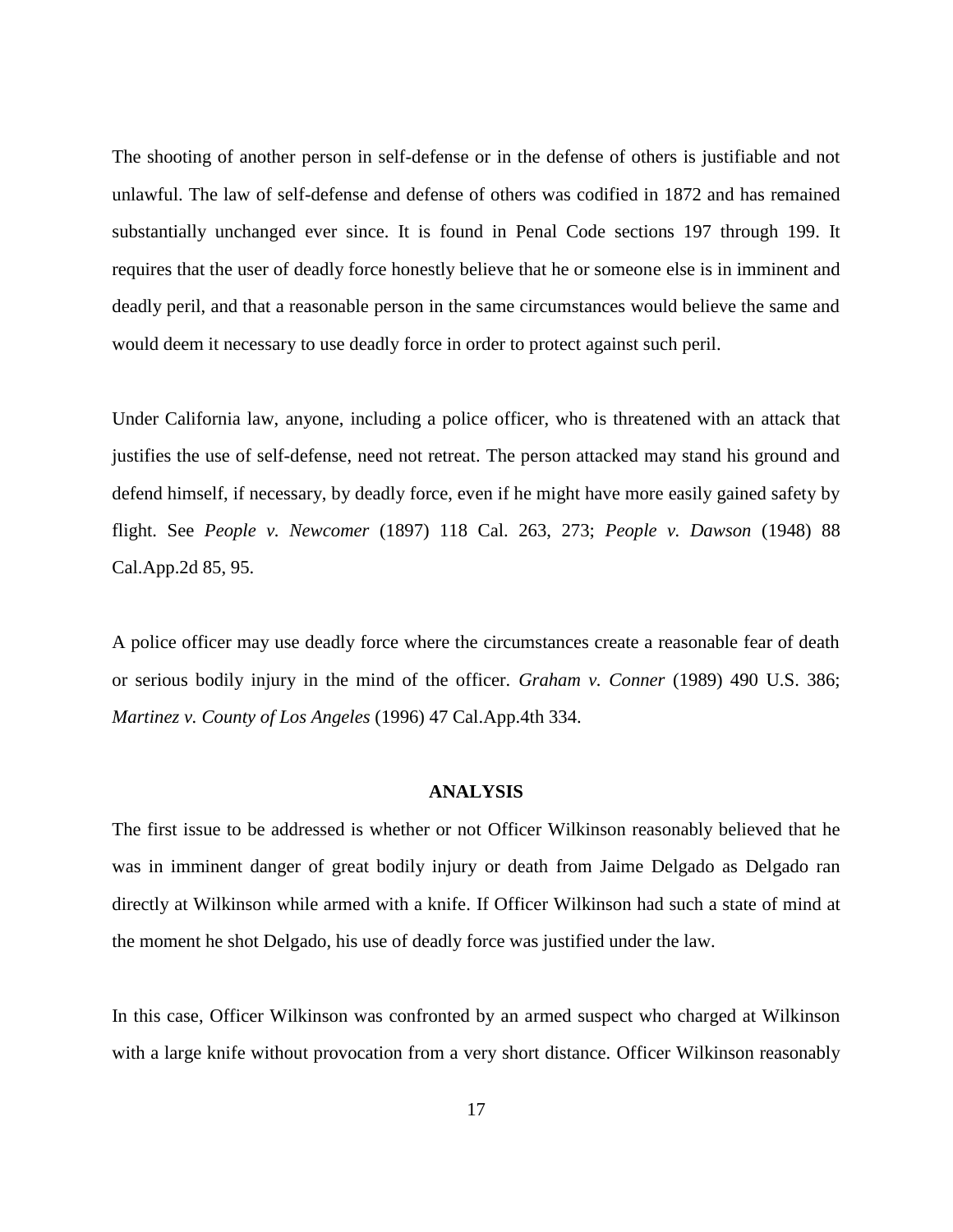The shooting of another person in self-defense or in the defense of others is justifiable and not unlawful. The law of self-defense and defense of others was codified in 1872 and has remained substantially unchanged ever since. It is found in Penal Code sections 197 through 199. It requires that the user of deadly force honestly believe that he or someone else is in imminent and deadly peril, and that a reasonable person in the same circumstances would believe the same and would deem it necessary to use deadly force in order to protect against such peril.

Under California law, anyone, including a police officer, who is threatened with an attack that justifies the use of self-defense, need not retreat. The person attacked may stand his ground and defend himself, if necessary, by deadly force, even if he might have more easily gained safety by flight. See *People v. Newcomer* (1897) 118 Cal. 263, 273; *People v. Dawson* (1948) 88 Cal.App.2d 85, 95.

A police officer may use deadly force where the circumstances create a reasonable fear of death or serious bodily injury in the mind of the officer. *Graham v. Conner* (1989) 490 U.S. 386; *Martinez v. County of Los Angeles* (1996) 47 Cal.App.4th 334.

## ANALYSIS

The first issue to be addressed is whether or not Officer Wilkinson reasonably believed that he was in imminent danger of great bodily injury or death from Jaime Delgado as Delgado ran directly at Wilkinson while armed with a knife. If Officer Wilkinson had such a state of mind at the moment he shot Delgado, his use of deadly force was justified under the law.

In this case, Officer Wilkinson was confronted by an armed suspect who charged at Wilkinson with a large knife without provocation from a very short distance. Officer Wilkinson reasonably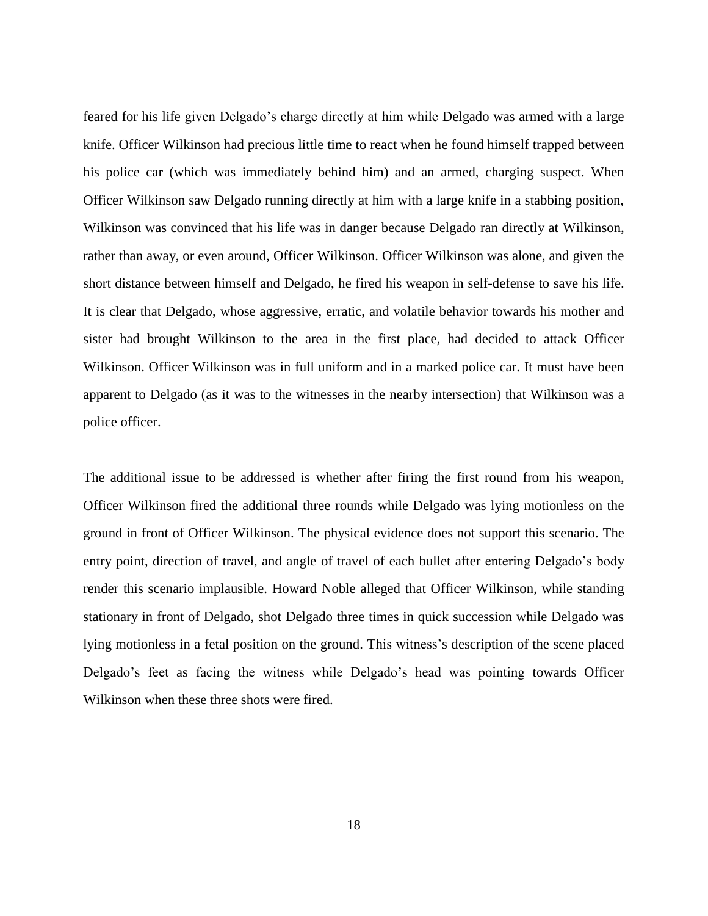feared for his life given Delgado's charge directly at him while Delgado was armed with a large knife. Officer Wilkinson had precious little time to react when he found himself trapped between his police car (which was immediately behind him) and an armed, charging suspect. When Officer Wilkinson saw Delgado running directly at him with a large knife in a stabbing position, Wilkinson was convinced that his life was in danger because Delgado ran directly at Wilkinson, rather than away, or even around, Officer Wilkinson. Officer Wilkinson was alone, and given the short distance between himself and Delgado, he fired his weapon in self-defense to save his life. It is clear that Delgado, whose aggressive, erratic, and volatile behavior towards his mother and sister had brought Wilkinson to the area in the first place, had decided to attack Officer Wilkinson. Officer Wilkinson was in full uniform and in a marked police car. It must have been apparent to Delgado (as it was to the witnesses in the nearby intersection) that Wilkinson was a police officer.

The additional issue to be addressed is whether after firing the first round from his weapon, Officer Wilkinson fired the additional three rounds while Delgado was lying motionless on the ground in front of Officer Wilkinson. The physical evidence does not support this scenario. The entry point, direction of travel, and angle of travel of each bullet after entering Delgado's body render this scenario implausible. Howard Noble alleged that Officer Wilkinson, while standing stationary in front of Delgado, shot Delgado three times in quick succession while Delgado was lying motionless in a fetal position on the ground. This witness's description of the scene placed Delgado's feet as facing the witness while Delgado's head was pointing towards Officer Wilkinson when these three shots were fired.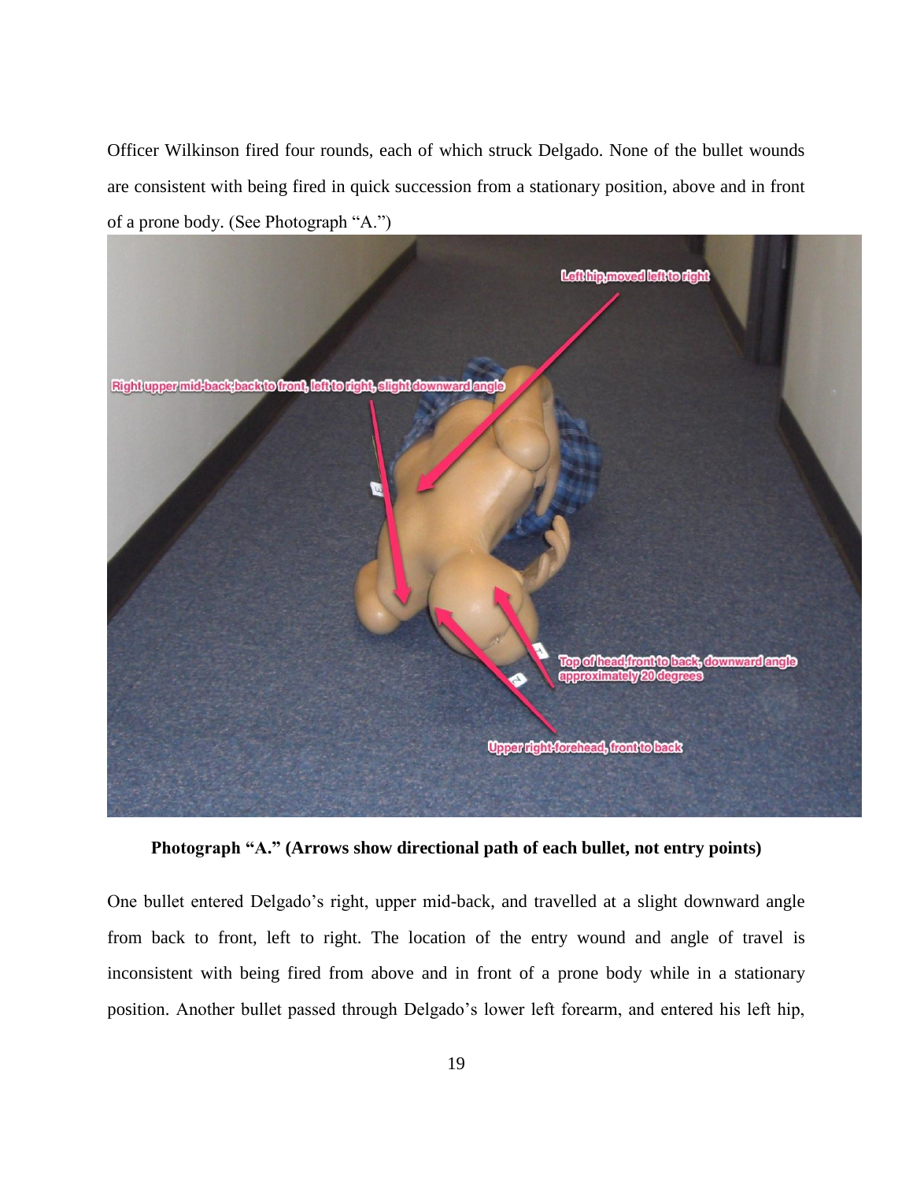Officer Wilkinson fired four rounds, each of which struck Delgado. None of the bullet wounds are consistent with being fired in quick succession from a stationary position, above and in front of a prone body. (See Photograph "A.")

**Photograph "A." (Arrows show directional path of each bullet, not entry points)**

One bullet entered Delgado's right, upper mid-back, and travelled at a slight downward angle from back to front, left to right. The location of the entry wound and angle of travel is inconsistent with being fired from above and in front of a prone body while in a stationary position. Another bullet passed through Delgado's lower left forearm, and entered his left hip,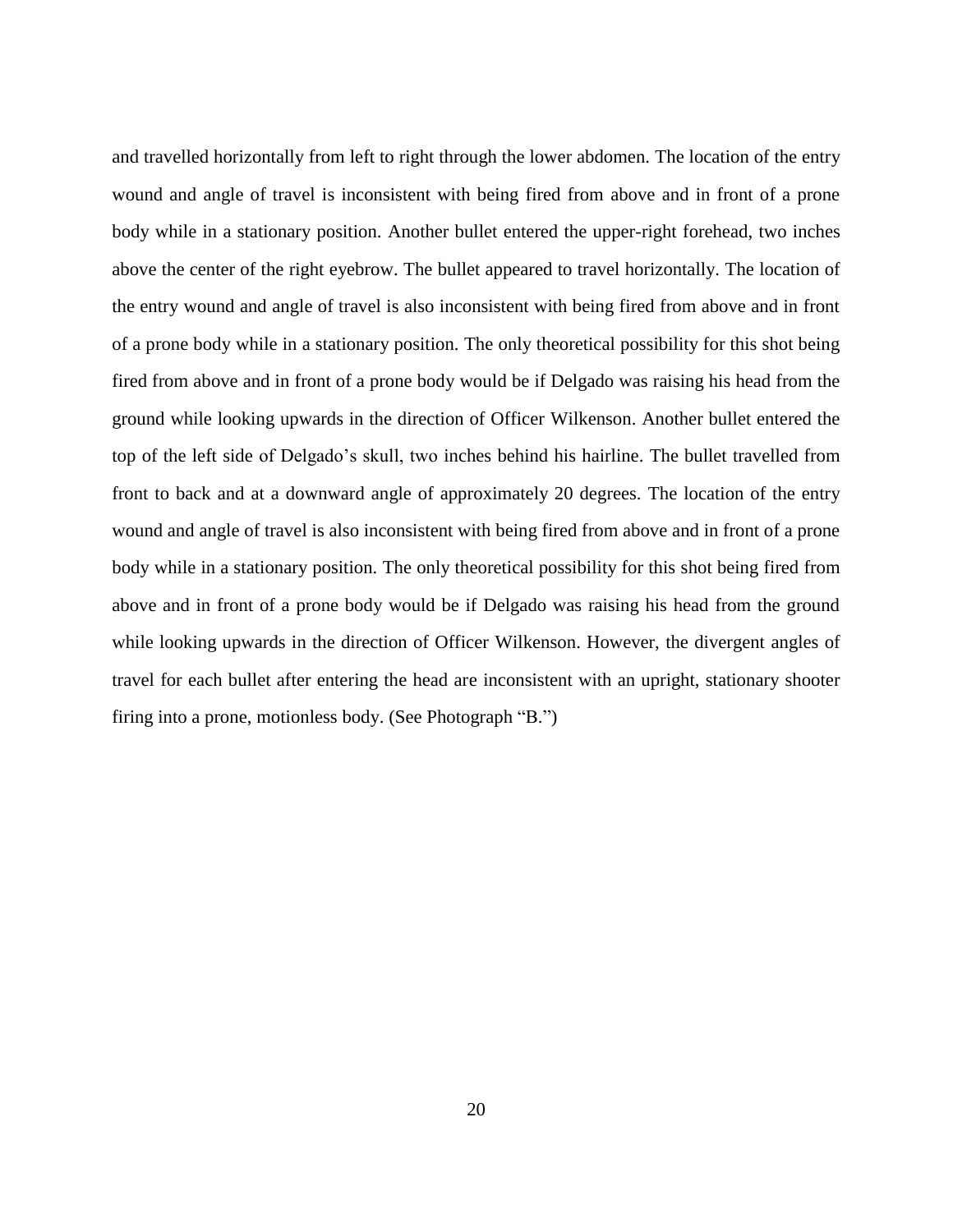and travelled horizontally from left to right through the lower abdomen. The location of the entry wound and angle of travel is inconsistent with being fired from above and in front of a prone body while in a stationary position. Another bullet entered the upper-right forehead, two inches above the center of the right eyebrow. The bullet appeared to travel horizontally. The location of the entry wound and angle of travel is also inconsistent with being fired from above and in front of a prone body while in a stationary position. The only theoretical possibility for this shot being fired from above and in front of a prone body would be if Delgado was raising his head from the ground while looking upwards in the direction of Officer Wilkenson. Another bullet entered the top of the left side of Delgado's skull, two inches behind his hairline. The bullet travelled from front to back and at a downward angle of approximately 20 degrees. The location of the entry wound and angle of travel is also inconsistent with being fired from above and in front of a prone body while in a stationary position. The only theoretical possibility for this shot being fired from above and in front of a prone body would be if Delgado was raising his head from the ground while looking upwards in the direction of Officer Wilkenson. However, the divergent angles of travel for each bullet after entering the head are inconsistent with an upright, stationary shooter firing into a prone, motionless body. (See Photograph "B.")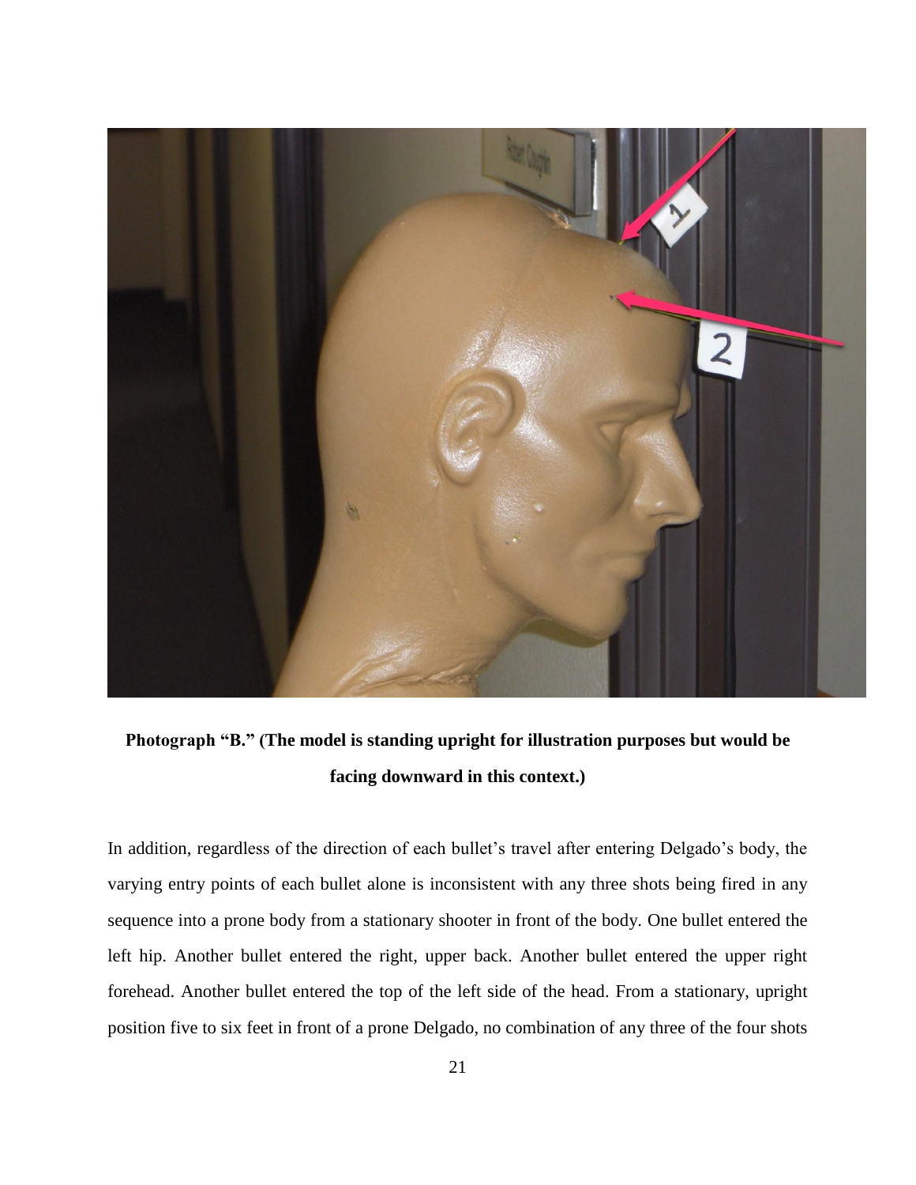**Photograph "B." (The model is standing upright for illustration purposes but would be facing downward in this context.)**

In addition, regardless of the direction of each bullet's travel after entering Delgado's body, the varying entry points of each bullet alone is inconsistent with any three shots being fired in any sequence into a prone body from a stationary shooter in front of the body. One bullet entered the left hip. Another bullet entered the right, upper back. Another bullet entered the upper right forehead. Another bullet entered the top of the left side of the head. From a stationary, upright position five to six feet in front of a prone Delgado, no combination of any three of the four shots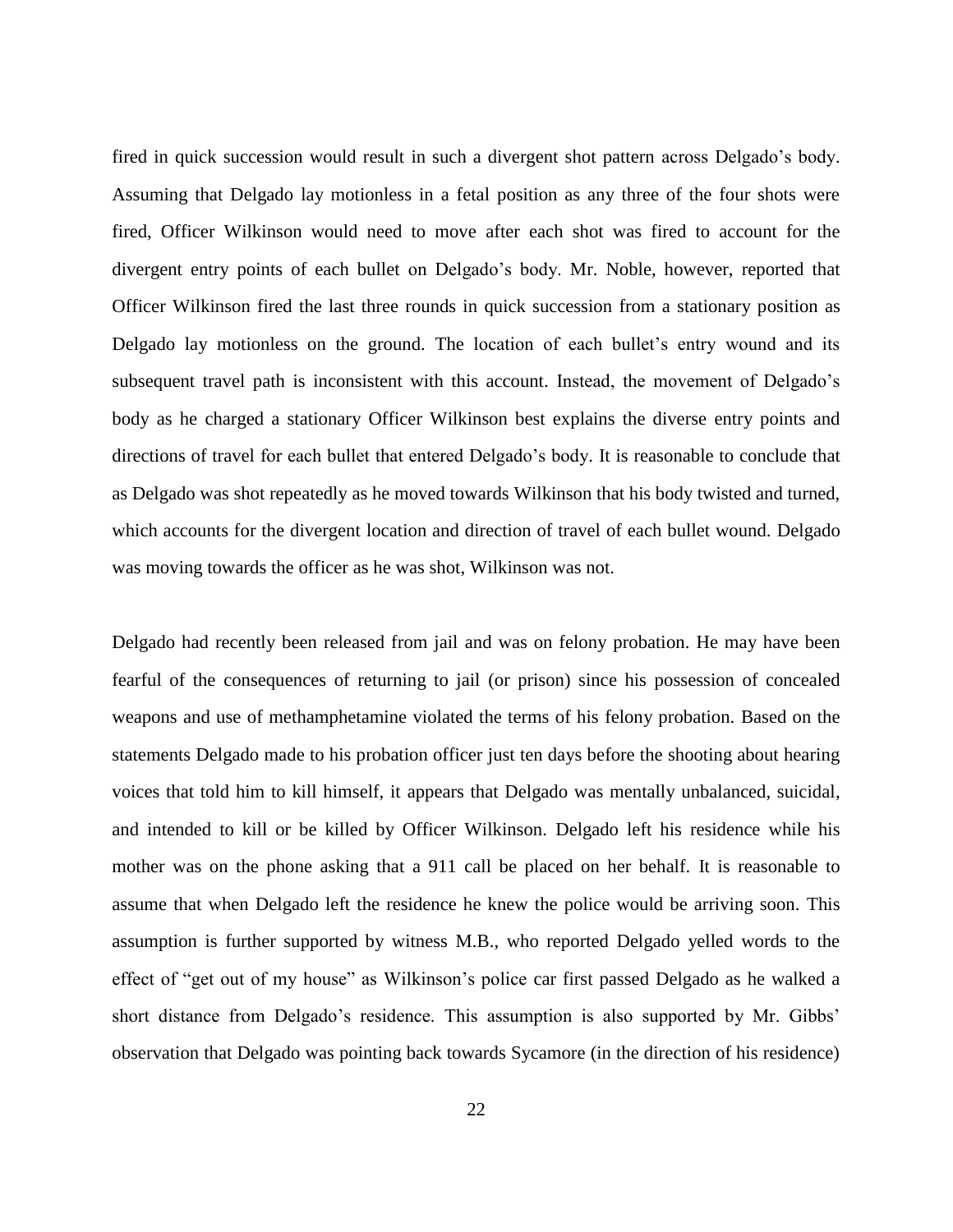fired in quick succession would result in such a divergent shot pattern across Delgado's body. Assuming that Delgado lay motionless in a fetal position as any three of the four shots were fired, Officer Wilkinson would need to move after each shot was fired to account for the divergent entry points of each bullet on Delgado's body. Mr. Noble, however, reported that Officer Wilkinson fired the last three rounds in quick succession from a stationary position as Delgado lay motionless on the ground. The location of each bullet's entry wound and its subsequent travel path is inconsistent with this account. Instead, the movement of Delgado's body as he charged a stationary Officer Wilkinson best explains the diverse entry points and directions of travel for each bullet that entered Delgado's body. It is reasonable to conclude that as Delgado was shot repeatedly as he moved towards Wilkinson that his body twisted and turned, which accounts for the divergent location and direction of travel of each bullet wound. Delgado was moving towards the officer as he was shot, Wilkinson was not.

Delgado had recently been released from jail and was on felony probation. He may have been fearful of the consequences of returning to jail (or prison) since his possession of concealed weapons and use of methamphetamine violated the terms of his felony probation. Based on the statements Delgado made to his probation officer just ten days before the shooting about hearing voices that told him to kill himself, it appears that Delgado was mentally unbalanced, suicidal, and intended to kill or be killed by Officer Wilkinson. Delgado left his residence while his mother was on the phone asking that a 911 call be placed on her behalf. It is reasonable to assume that when Delgado left the residence he knew the police would be arriving soon. This assumption is further supported by witness M.B., who reported Delgado yelled words to the effect of "get out of my house" as Wilkinson's police car first passed Delgado as he walked a short distance from Delgado's residence. This assumption is also supported by Mr. Gibbs' observation that Delgado was pointing back towards Sycamore (in the direction of his residence)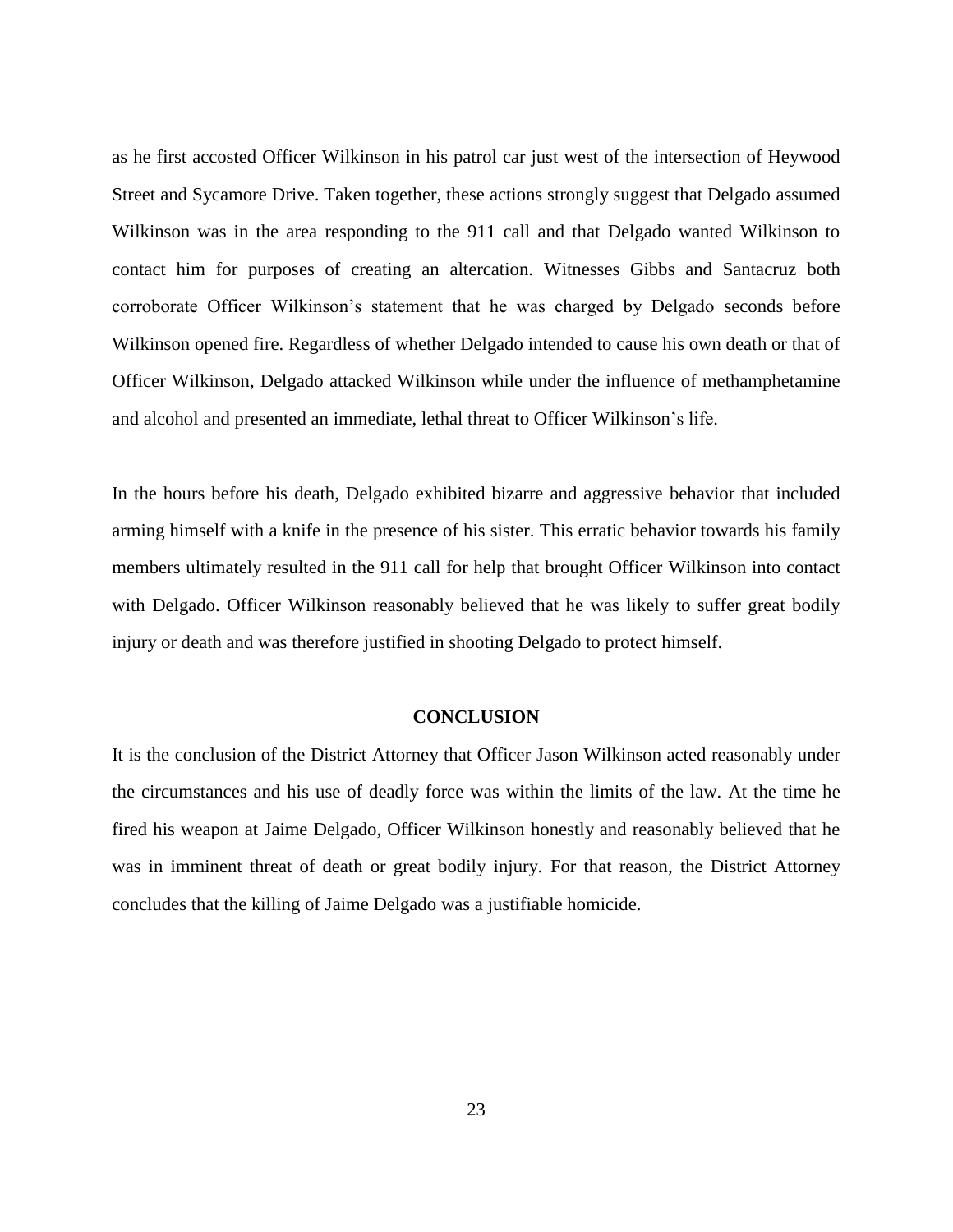as he first accosted Officer Wilkinson in his patrol car just west of the intersection of Heywood Street and Sycamore Drive. Taken together, these actions strongly suggest that Delgado assumed Wilkinson was in the area responding to the 911 call and that Delgado wanted Wilkinson to contact him for purposes of creating an altercation. Witnesses Gibbs and Santacruz both corroborate Officer Wilkinson's statement that he was charged by Delgado seconds before Wilkinson opened fire. Regardless of whether Delgado intended to cause his own death or that of Officer Wilkinson, Delgado attacked Wilkinson while under the influence of methamphetamine and alcohol and presented an immediate, lethal threat to Officer Wilkinson's life.

In the hours before his death, Delgado exhibited bizarre and aggressive behavior that included arming himself with a knife in the presence of his sister. This erratic behavior towards his family members ultimately resulted in the 911 call for help that brought Officer Wilkinson into contact with Delgado. Officer Wilkinson reasonably believed that he was likely to suffer great bodily injury or death and was therefore justified in shooting Delgado to protect himself.

## CONCLUSION

It is the conclusion of the District Attorney that Officer Jason Wilkinson acted reasonably under the circumstances and his use of deadly force was within the limits of the law. At the time he fired his weapon at Jaime Delgado, Officer Wilkinson honestly and reasonably believed that he was in imminent threat of death or great bodily injury. For that reason, the District Attorney concludes that the killing of Jaime Delgado was a justifiable homicide.